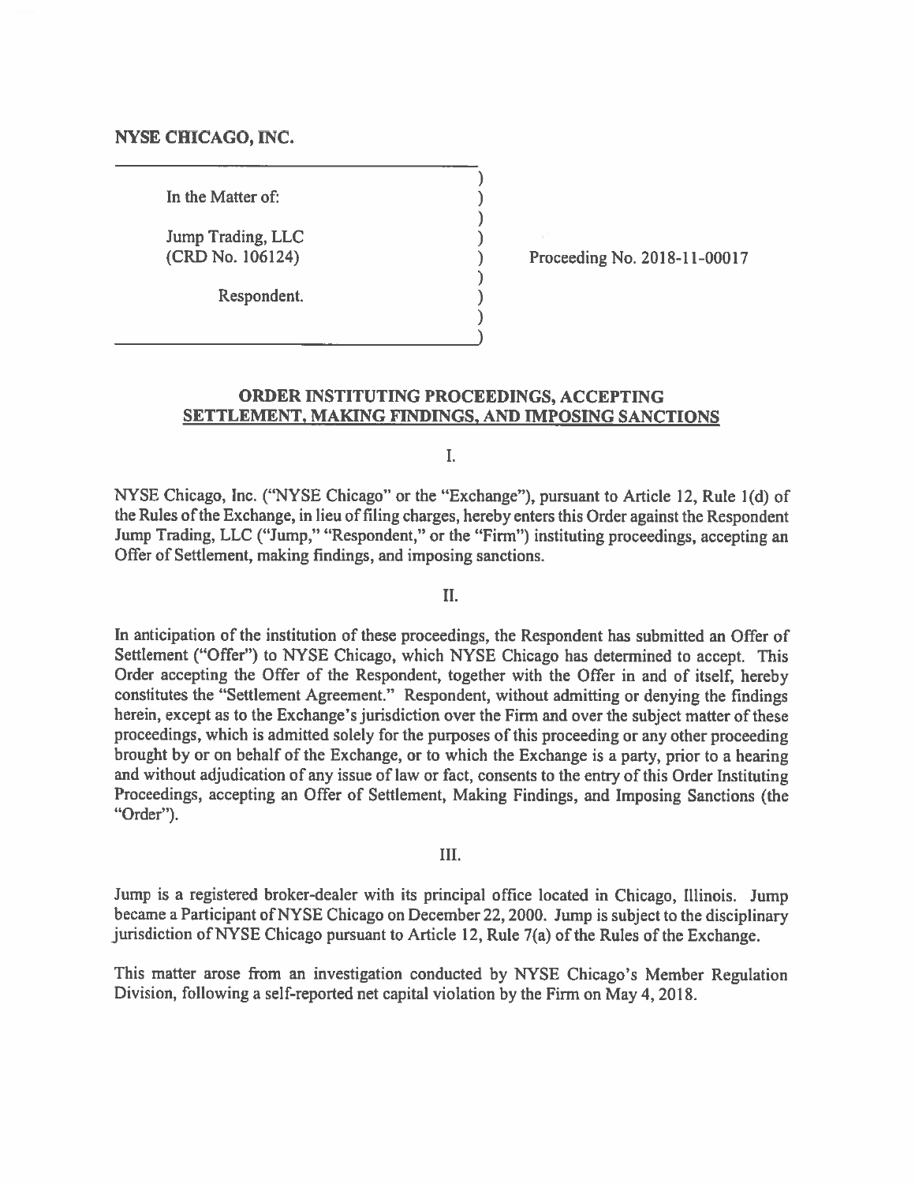**NYSE CHICAGO, INC.**

In the Matter of:

Jump Trading, LLC
(CRD No. 106124)

Respondent.

Proceeding No. 2018-11-00017

## ORDER INSTITUTING PROCEEDINGS, ACCEPTING SETTLEMENT, MAKING FINDINGS, AND IMPOSING SANCTIONS

I.

NYSE Chicago, Inc. ("NYSE Chicago" or the "Exchange"), pursuant to Article 12, Rule 1(d) of the Rules of the Exchange, in lieu of filing charges, hereby enters this Order against the Respondent Jump Trading, LLC ("Jump," "Respondent," or the "Firm") instituting proceedings, accepting an Offer of Settlement, making findings, and imposing sanctions.

II.

In anticipation of the institution of these proceedings, the Respondent has submitted an Offer of Settlement ("Offer") to NYSE Chicago, which NYSE Chicago has determined to accept. This Order accepting the Offer of the Respondent, together with the Offer in and of itself, hereby constitutes the "Settlement Agreement." Respondent, without admitting or denying the findings herein, except as to the Exchange's jurisdiction over the Firm and over the subject matter of these proceedings, which is admitted solely for the purposes of this proceeding or any other proceeding brought by or on behalf of the Exchange, or to which the Exchange is a party, prior to a hearing and without adjudication of any issue of law or fact, consents to the entry of this Order Instituting Proceedings, accepting an Offer of Settlement, Making Findings, and Imposing Sanctions (the "Order").

III.

Jump is a registered broker-dealer with its principal office located in Chicago, Illinois. Jump became a Participant of NYSE Chicago on December 22, 2000. Jump is subject to the disciplinary jurisdiction of NYSE Chicago pursuant to Article 12, Rule 7(a) of the Rules of the Exchange.

This matter arose from an investigation conducted by NYSE Chicago's Member Regulation Division, following a self-reported net capital violation by the Firm on May 4, 2018.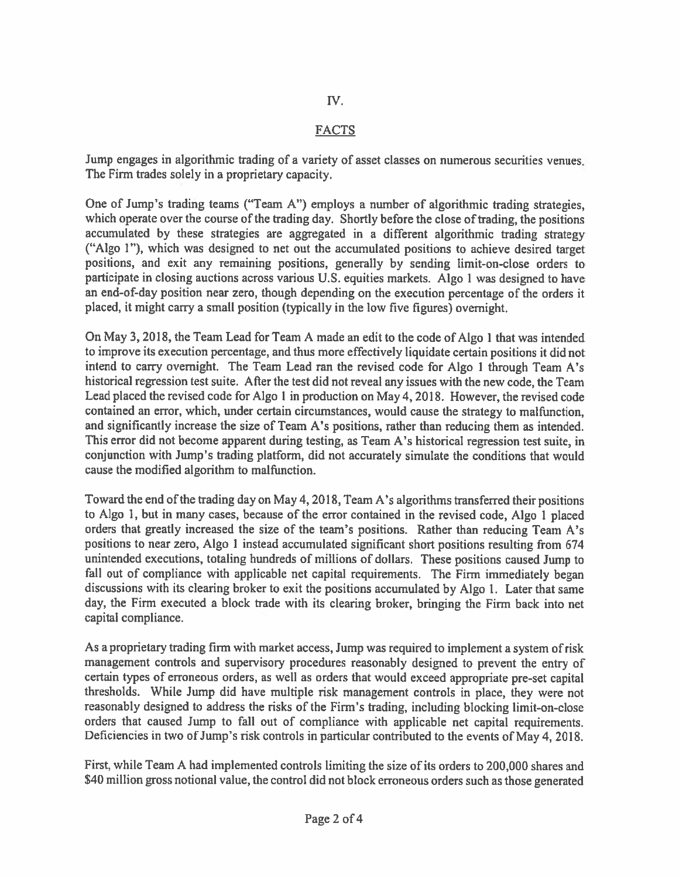# IV.

## FACTS

Jump engages in algorithmic trading of a variety of asset classes on numerous securities venues. The Firm trades solely in a proprietary capacity.

One of Jump's trading teams ("Team A") employs a number of algorithmic trading strategies, which operate over the course of the trading day. Shortly before the close of trading, the positions accumulated by these strategies are aggregated in a different algorithmic trading strategy ("Algo 1"), which was designed to net out the accumulated positions to achieve desired target positions, and exit any remaining positions, generally by sending limit-on-close orders to participate in closing auctions across various U.S. equities markets. Algo 1 was designed to have an end-of-day position near zero, though depending on the execution percentage of the orders it placed, it might carry a small position (typically in the low five figures) overnight.

On May 3, 2018, the Team Lead for Team A made an edit to the code of Algo 1 that was intended to improve its execution percentage, and thus more effectively liquidate certain positions it did not intend to carry overnight. The Team Lead ran the revised code for Algo 1 through Team A's historical regression test suite. After the test did not reveal any issues with the new code, the Team Lead placed the revised code for Algo 1 in production on May 4, 2018. However, the revised code contained an error, which, under certain circumstances, would cause the strategy to malfunction, and significantly increase the size of Team A's positions, rather than reducing them as intended. This error did not become apparent during testing, as Team A's historical regression test suite, in conjunction with Jump's trading platform, did not accurately simulate the conditions that would cause the modified algorithm to malfunction.

Toward the end of the trading day on May 4, 2018, Team A's algorithms transferred their positions to Algo 1, but in many cases, because of the error contained in the revised code, Algo 1 placed orders that greatly increased the size of the team's positions. Rather than reducing Team A's positions to near zero, Algo 1 instead accumulated significant short positions resulting from 674 unintended executions, totaling hundreds of millions of dollars. These positions caused Jump to fall out of compliance with applicable net capital requirements. The Firm immediately began discussions with its clearing broker to exit the positions accumulated by Algo 1. Later that same day, the Firm executed a block trade with its clearing broker, bringing the Firm back into net capital compliance.

As a proprietary trading firm with market access, Jump was required to implement a system of risk management controls and supervisory procedures reasonably designed to prevent the entry of certain types of erroneous orders, as well as orders that would exceed appropriate pre-set capital thresholds. While Jump did have multiple risk management controls in place, they were not reasonably designed to address the risks of the Firm's trading, including blocking limit-on-close orders that caused Jump to fall out of compliance with applicable net capital requirements. Deficiencies in two of Jump's risk controls in particular contributed to the events of May 4, 2018.

First, while Team A had implemented controls limiting the size of its orders to 200,000 shares and $40 million gross notional value, the control did not block erroneous orders such as those generated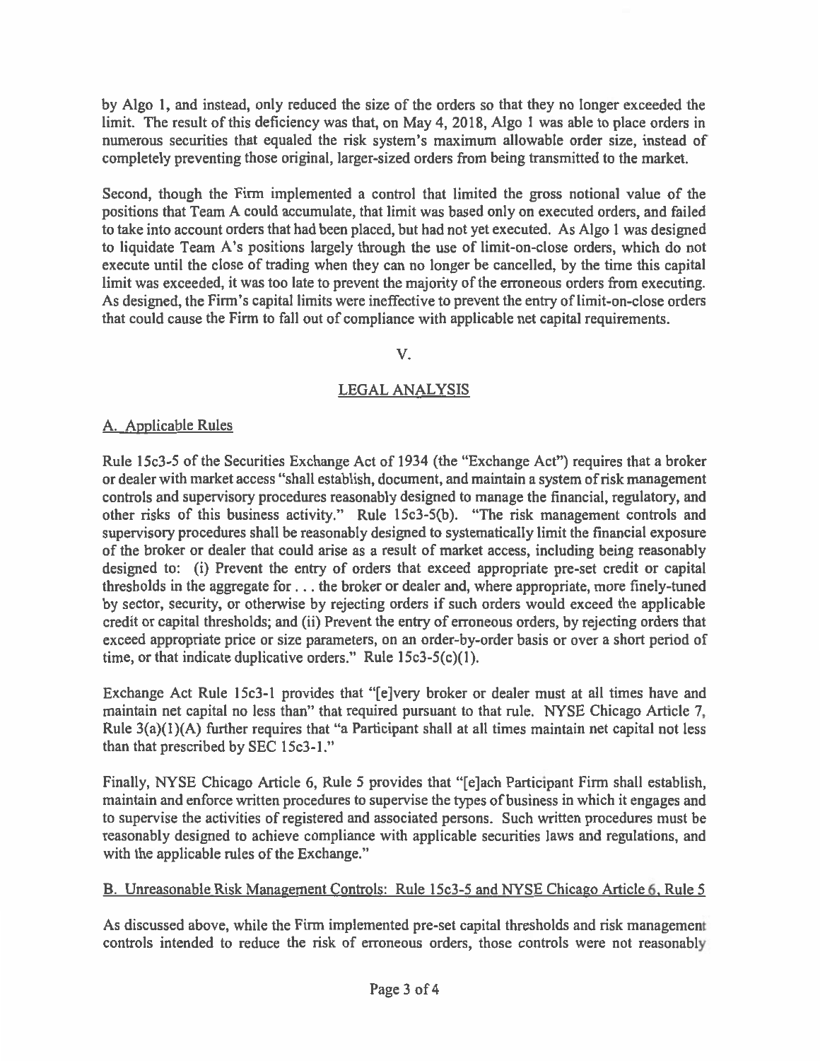by Algo 1, and instead, only reduced the size of the orders so that they no longer exceeded the limit. The result of this deficiency was that, on May 4, 2018, Algo 1 was able to place orders in numerous securities that equaled the risk system's maximum allowable order size, instead of completely preventing those original, larger-sized orders from being transmitted to the market.

Second, though the Firm implemented a control that limited the gross notional value of the positions that Team A could accumulate, that limit was based only on executed orders, and failed to take into account orders that had been placed, but had not yet executed. As Algo 1 was designed to liquidate Team A's positions largely through the use of limit-on-close orders, which do not execute until the close of trading when they can no longer be cancelled, by the time this capital limit was exceeded, it was too late to prevent the majority of the erroneous orders from executing. As designed, the Firm's capital limits were ineffective to prevent the entry of limit-on-close orders that could cause the Firm to fall out of compliance with applicable net capital requirements.

## V.

## LEGAL ANALYSIS

### A. Applicable Rules

Rule 15c3-5 of the Securities Exchange Act of 1934 (the "Exchange Act") requires that a broker or dealer with market access "shall establish, document, and maintain a system of risk management controls and supervisory procedures reasonably designed to manage the financial, regulatory, and other risks of this business activity." Rule 15c3-5(b). "The risk management controls and supervisory procedures shall be reasonably designed to systematically limit the financial exposure of the broker or dealer that could arise as a result of market access, including being reasonably designed to: (i) Prevent the entry of orders that exceed appropriate pre-set credit or capital thresholds in the aggregate for . . . the broker or dealer and, where appropriate, more finely-tuned by sector, security, or otherwise by rejecting orders if such orders would exceed the applicable credit or capital thresholds; and (ii) Prevent the entry of erroneous orders, by rejecting orders that exceed appropriate price or size parameters, on an order-by-order basis or over a short period of time, or that indicate duplicative orders." Rule 15c3-5(c)(1).

Exchange Act Rule 15c3-1 provides that "[e]very broker or dealer must at all times have and maintain net capital no less than" that required pursuant to that rule. NYSE Chicago Article 7, Rule 3(a)(1)(A) further requires that "a Participant shall at all times maintain net capital not less than that prescribed by SEC 15c3-1."

Finally, NYSE Chicago Article 6, Rule 5 provides that "[e]ach Participant Firm shall establish, maintain and enforce written procedures to supervise the types of business in which it engages and to supervise the activities of registered and associated persons. Such written procedures must be reasonably designed to achieve compliance with applicable securities laws and regulations, and with the applicable rules of the Exchange."

### B. Unreasonable Risk Management Controls: Rule 15c3-5 and NYSE Chicago Article 6, Rule 5

As discussed above, while the Firm implemented pre-set capital thresholds and risk management controls intended to reduce the risk of erroneous orders, those controls were not reasonably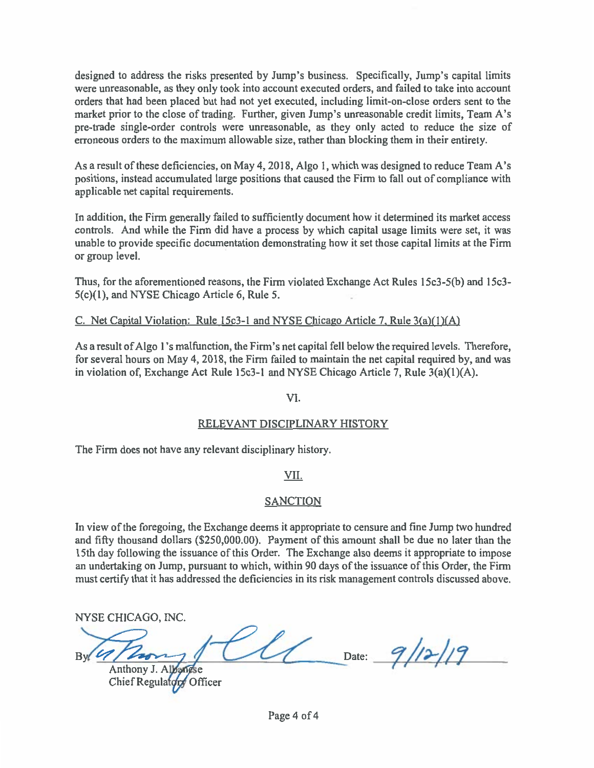designed to address the risks presented by Jump's business. Specifically, Jump's capital limits were unreasonable, as they only took into account executed orders, and failed to take into account orders that had been placed but had not yet executed, including limit-on-close orders sent to the market prior to the close of trading. Further, given Jump's unreasonable credit limits, Team A's pre-trade single-order controls were unreasonable, as they only acted to reduce the size of erroneous orders to the maximum allowable size, rather than blocking them in their entirety.

As a result of these deficiencies, on May 4, 2018, Algo 1, which was designed to reduce Team A's positions, instead accumulated large positions that caused the Firm to fall out of compliance with applicable net capital requirements.

In addition, the Firm generally failed to sufficiently document how it determined its market access controls. And while the Firm did have a process by which capital usage limits were set, it was unable to provide specific documentation demonstrating how it set those capital limits at the Firm or group level.

Thus, for the aforementioned reasons, the Firm violated Exchange Act Rules 15c3-5(b) and 15c3-5(c)(1), and NYSE Chicago Article 6, Rule 5.

C. Net Capital Violation: Rule 15c3-1 and NYSE Chicago Article 7, Rule 3(a)(1)(A)

As a result of Algo 1's malfunction, the Firm's net capital fell below the required levels. Therefore, for several hours on May 4, 2018, the Firm failed to maintain the net capital required by, and was in violation of, Exchange Act Rule 15c3-1 and NYSE Chicago Article 7, Rule 3(a)(1)(A).

## VI.

## RELEVANT DISCIPLINARY HISTORY

The Firm does not have any relevant disciplinary history.

## VII.

## SANCTION

In view of the foregoing, the Exchange deems it appropriate to censure and fine Jump two hundred and fifty thousand dollars ($250,000.00). Payment of this amount shall be due no later than the 15th day following the issuance of this Order. The Exchange also deems it appropriate to impose an undertaking on Jump, pursuant to which, within 90 days of the issuance of this Order, the Firm must certify that it has addressed the deficiencies in its risk management controls discussed above.

NYSE CHICAGO, INC.

By: [signature] Date: 9/12/19

Anthony J. Albanese
Chief Regulatory Officer